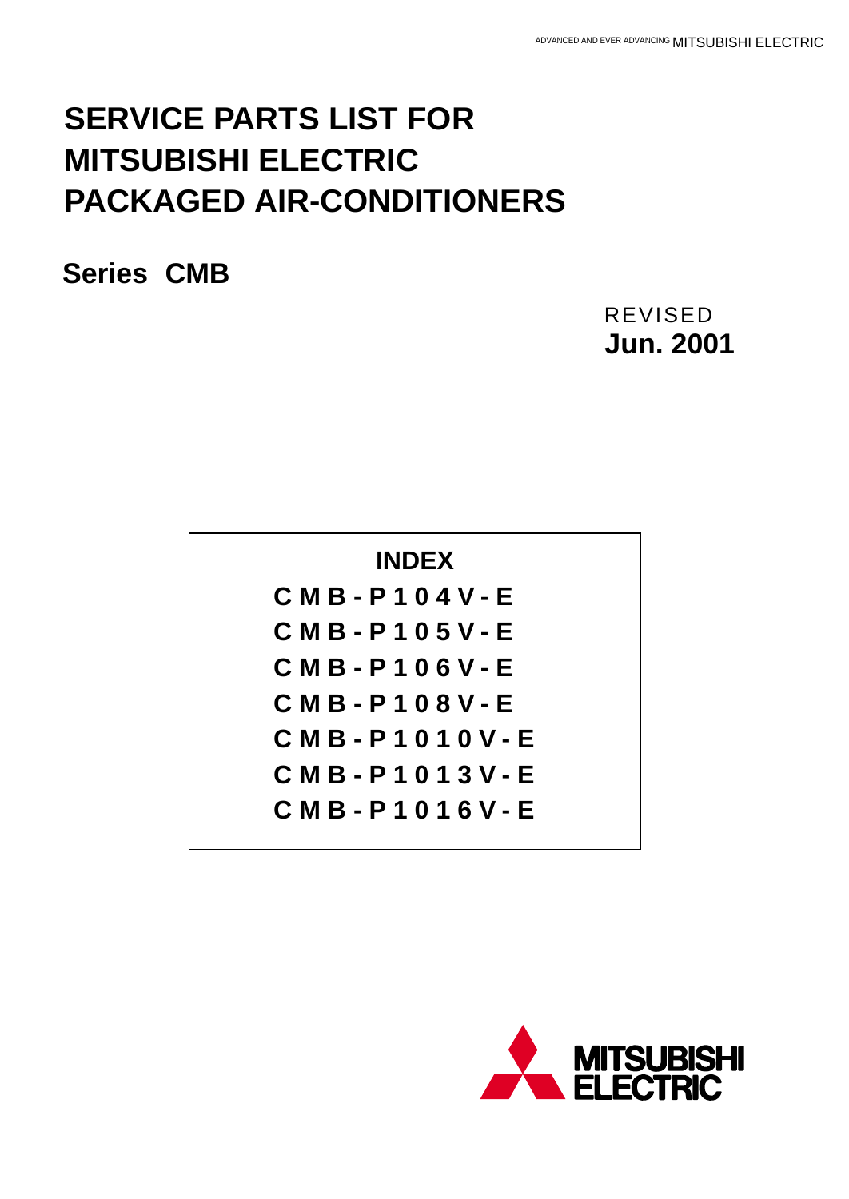ADVANCED AND EVER ADVANCING MITSUBISHI ELECTRIC

# SERVICE PARTS LIST FOR MITSUBISHI ELECTRIC PACKAGED AIR-CONDITIONERS

## Series CMB

REVISED
**Jun. 2001**

**INDEX**

- CMB-P104V-E
- CMB-P105V-E
- CMB-P106V-E
- CMB-P108V-E
- CMB-P1010V-E
- CMB-P1013V-E
- CMB-P1016V-E

MITSUBISHI ELECTRIC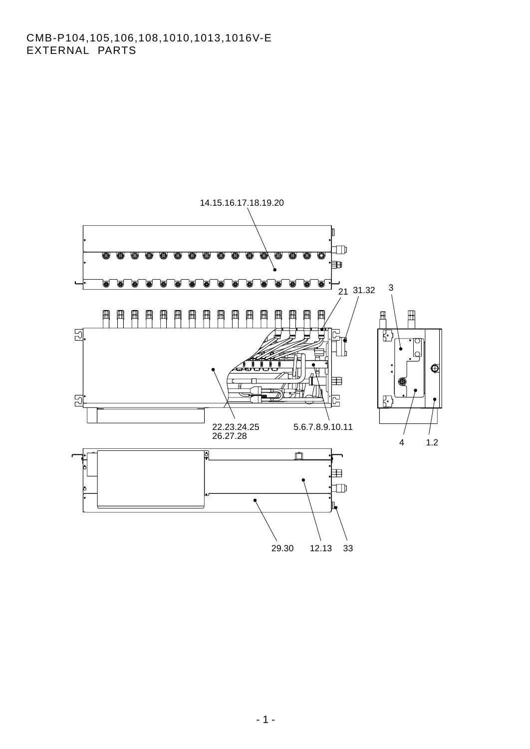CMB-P104,105,106,108,1010,1013,1016V-E
EXTERNAL PARTS

14.15.16.17.18.19.20

21 31.32 3

22.23.24.25
26.27.28

5.6.7.8.9.10.11

4 1.2

29.30 12.13 33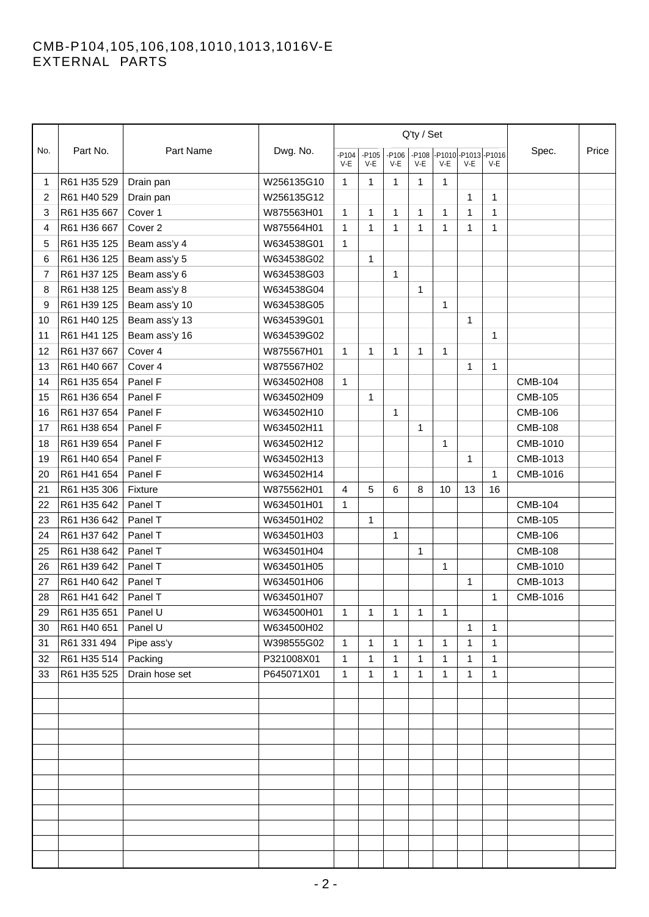CMB-P104,105,106,108,1010,1013,1016V-E
EXTERNAL PARTS

| No. | Part No. | Part Name | Dwg. No. | Q'ty / Set | | | | | | | Spec. | Price |
|---|---|---|---|---|---|---|---|---|---|---|---|---|
| | | | | -P104 V-E | -P105 V-E | -P106 V-E | -P108 V-E | -P1010 V-E | -P1013 V-E | -P1016 V-E | | |
| 1 | R61 H35 529 | Drain pan | W256135G10 | 1 | 1 | 1 | 1 | 1 | | | | |
| 2 | R61 H40 529 | Drain pan | W256135G12 | | | | | | 1 | 1 | | |
| 3 | R61 H35 667 | Cover 1 | W875563H01 | 1 | 1 | 1 | 1 | 1 | 1 | 1 | | |
| 4 | R61 H36 667 | Cover 2 | W875564H01 | 1 | 1 | 1 | 1 | 1 | 1 | 1 | | |
| 5 | R61 H35 125 | Beam ass'y 4 | W634538G01 | 1 | | | | | | | | |
| 6 | R61 H36 125 | Beam ass'y 5 | W634538G02 | | 1 | | | | | | | |
| 7 | R61 H37 125 | Beam ass'y 6 | W634538G03 | | | 1 | | | | | | |
| 8 | R61 H38 125 | Beam ass'y 8 | W634538G04 | | | | 1 | | | | | |
| 9 | R61 H39 125 | Beam ass'y 10 | W634538G05 | | | | | 1 | | | | |
| 10 | R61 H40 125 | Beam ass'y 13 | W634539G01 | | | | | | 1 | | | |
| 11 | R61 H41 125 | Beam ass'y 16 | W634539G02 | | | | | | | 1 | | |
| 12 | R61 H37 667 | Cover 4 | W875567H01 | 1 | 1 | 1 | 1 | 1 | | | | |
| 13 | R61 H40 667 | Cover 4 | W875567H02 | | | | | | 1 | 1 | | |
| 14 | R61 H35 654 | Panel F | W634502H08 | 1 | | | | | | | CMB-104 | |
| 15 | R61 H36 654 | Panel F | W634502H09 | | 1 | | | | | | CMB-105 | |
| 16 | R61 H37 654 | Panel F | W634502H10 | | | 1 | | | | | CMB-106 | |
| 17 | R61 H38 654 | Panel F | W634502H11 | | | | 1 | | | | CMB-108 | |
| 18 | R61 H39 654 | Panel F | W634502H12 | | | | | 1 | | | CMB-1010 | |
| 19 | R61 H40 654 | Panel F | W634502H13 | | | | | | 1 | | CMB-1013 | |
| 20 | R61 H41 654 | Panel F | W634502H14 | | | | | | | 1 | CMB-1016 | |
| 21 | R61 H35 306 | Fixture | W875562H01 | 4 | 5 | 6 | 8 | 10 | 13 | 16 | | |
| 22 | R61 H35 642 | Panel T | W634501H01 | 1 | | | | | | | CMB-104 | |
| 23 | R61 H36 642 | Panel T | W634501H02 | | 1 | | | | | | CMB-105 | |
| 24 | R61 H37 642 | Panel T | W634501H03 | | | 1 | | | | | CMB-106 | |
| 25 | R61 H38 642 | Panel T | W634501H04 | | | | 1 | | | | CMB-108 | |
| 26 | R61 H39 642 | Panel T | W634501H05 | | | | | 1 | | | CMB-1010 | |
| 27 | R61 H40 642 | Panel T | W634501H06 | | | | | | 1 | | CMB-1013 | |
| 28 | R61 H41 642 | Panel T | W634501H07 | | | | | | | 1 | CMB-1016 | |
| 29 | R61 H35 651 | Panel U | W634500H01 | 1 | 1 | 1 | 1 | 1 | | | | |
| 30 | R61 H40 651 | Panel U | W634500H02 | | | | | | 1 | 1 | | |
| 31 | R61 331 494 | Pipe ass'y | W398555G02 | 1 | 1 | 1 | 1 | 1 | 1 | 1 | | |
| 32 | R61 H35 514 | Packing | P321008X01 | 1 | 1 | 1 | 1 | 1 | 1 | 1 | | |
| 33 | R61 H35 525 | Drain hose set | P645071X01 | 1 | 1 | 1 | 1 | 1 | 1 | 1 | | |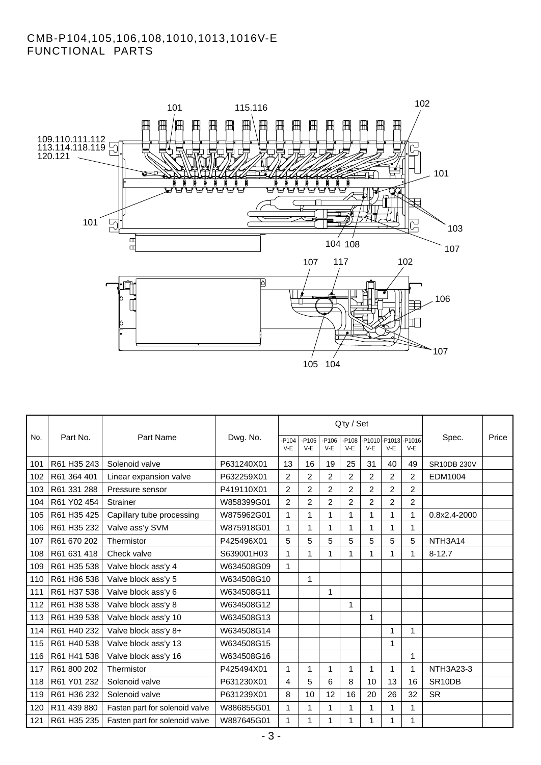# CMB-P104,105,106,108,1010,1013,1016V-E
## FUNCTIONAL PARTS

| No. | Part No. | Part Name | Dwg. No. | Q'ty / Set | | | | | | | Spec. | Price |
|---|---|---|---|---|---|---|---|---|---|---|---|---|
| | | | | -P104 V-E | -P105 V-E | -P106 V-E | -P108 V-E | -P1010 V-E | -P1013 V-E | -P1016 V-E | | |
| 101 | R61 H35 243 | Solenoid valve | P631240X01 | 13 | 16 | 19 | 25 | 31 | 40 | 49 | SR10DB 230V | |
| 102 | R61 364 401 | Linear expansion valve | P632259X01 | 2 | 2 | 2 | 2 | 2 | 2 | 2 | EDM1004 | |
| 103 | R61 331 288 | Pressure sensor | P419110X01 | 2 | 2 | 2 | 2 | 2 | 2 | 2 | | |
| 104 | R61 Y02 454 | Strainer | W858399G01 | 2 | 2 | 2 | 2 | 2 | 2 | 2 | | |
| 105 | R61 H35 425 | Capillary tube processing | W875962G01 | 1 | 1 | 1 | 1 | 1 | 1 | 1 | 0.8x2.4-2000 | |
| 106 | R61 H35 232 | Valve ass'y SVM | W875918G01 | 1 | 1 | 1 | 1 | 1 | 1 | 1 | | |
| 107 | R61 670 202 | Thermistor | P425496X01 | 5 | 5 | 5 | 5 | 5 | 5 | 5 | NTH3A14 | |
| 108 | R61 631 418 | Check valve | S639001H03 | 1 | 1 | 1 | 1 | 1 | 1 | 1 | 8-12.7 | |
| 109 | R61 H35 538 | Valve block ass'y 4 | W634508G09 | 1 | | | | | | | | |
| 110 | R61 H36 538 | Valve block ass'y 5 | W634508G10 | | 1 | | | | | | | |
| 111 | R61 H37 538 | Valve block ass'y 6 | W634508G11 | | | 1 | | | | | | |
| 112 | R61 H38 538 | Valve block ass'y 8 | W634508G12 | | | | 1 | | | | | |
| 113 | R61 H39 538 | Valve block ass'y 10 | W634508G13 | | | | | 1 | | | | |
| 114 | R61 H40 232 | Valve block ass'y 8+ | W634508G14 | | | | | | 1 | 1 | | |
| 115 | R61 H40 538 | Valve block ass'y 13 | W634508G15 | | | | | | 1 | | | |
| 116 | R61 H41 538 | Valve block ass'y 16 | W634508G16 | | | | | | | 1 | | |
| 117 | R61 800 202 | Thermistor | P425494X01 | 1 | 1 | 1 | 1 | 1 | 1 | 1 | NTH3A23-3 | |
| 118 | R61 Y01 232 | Solenoid valve | P631230X01 | 4 | 5 | 6 | 8 | 10 | 13 | 16 | SR10DB | |
| 119 | R61 H36 232 | Solenoid valve | P631239X01 | 8 | 10 | 12 | 16 | 20 | 26 | 32 | SR | |
| 120 | R11 439 880 | Fasten part for solenoid valve | W886855G01 | 1 | 1 | 1 | 1 | 1 | 1 | 1 | | |
| 121 | R61 H35 235 | Fasten part for solenoid valve | W887645G01 | 1 | 1 | 1 | 1 | 1 | 1 | 1 | | |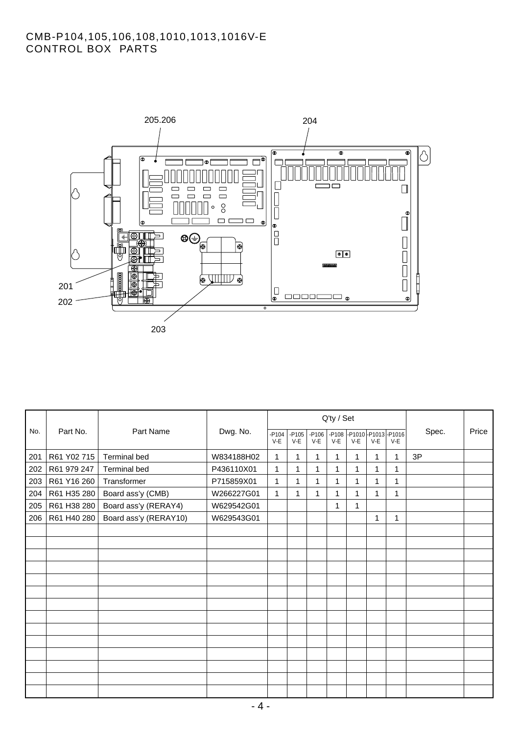# CMB-P104,105,106,108,1010,1013,1016V-E
## CONTROL BOX PARTS

205.206

204

201

202

203

| No. | Part No. | Part Name | Dwg. No. | Q'ty / Set | | | | | | | Spec. | Price |
|---|---|---|---|---|---|---|---|---|---|---|---|---|
| | | | | -P104 V-E | -P105 V-E | -P106 V-E | -P108 V-E | -P1010 V-E | -P1013 V-E | -P1016 V-E | | |
| 201 | R61 Y02 715 | Terminal bed | W834188H02 | 1 | 1 | 1 | 1 | 1 | 1 | 1 | 3P | |
| 202 | R61 979 247 | Terminal bed | P436110X01 | 1 | 1 | 1 | 1 | 1 | 1 | 1 | | |
| 203 | R61 Y16 260 | Transformer | P715859X01 | 1 | 1 | 1 | 1 | 1 | 1 | 1 | | |
| 204 | R61 H35 280 | Board ass'y (CMB) | W266227G01 | 1 | 1 | 1 | 1 | 1 | 1 | 1 | | |
| 205 | R61 H38 280 | Board ass'y (RERAY4) | W629542G01 | | | | 1 | 1 | | | | |
| 206 | R61 H40 280 | Board ass'y (RERAY10) | W629543G01 | | | | | | 1 | 1 | | |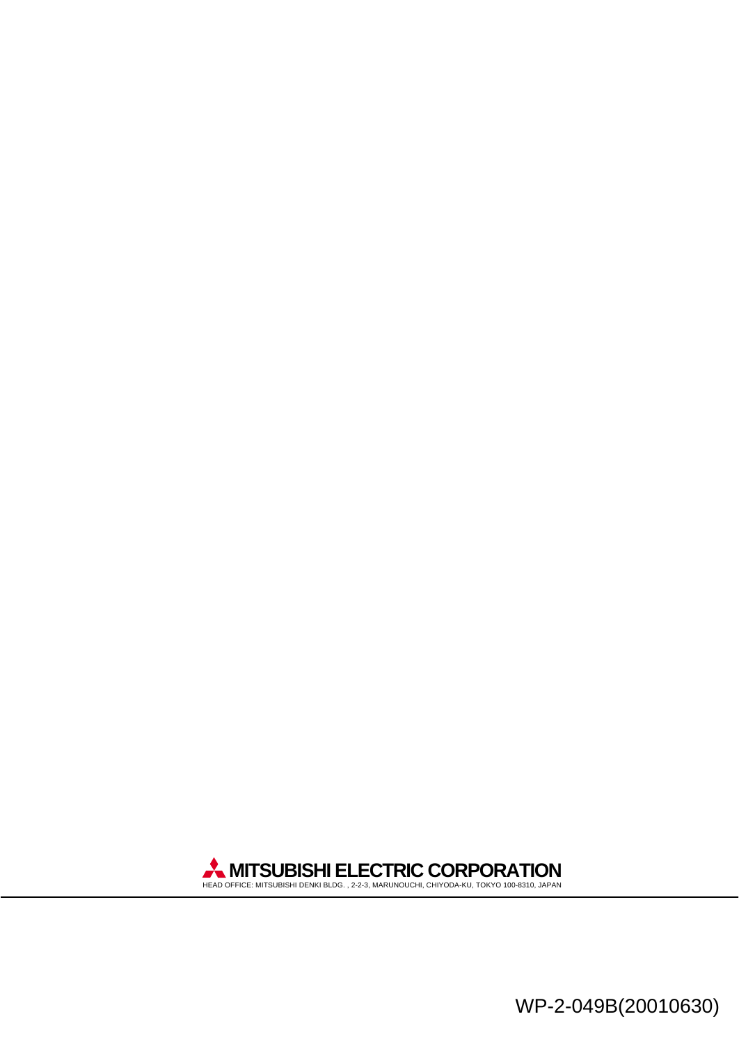**MITSUBISHI ELECTRIC CORPORATION**

HEAD OFFICE: MITSUBISHI DENKI BLDG. , 2-2-3, MARUNOUCHI, CHIYODA-KU, TOKYO 100-8310, JAPAN

WP-2-049B(20010630)